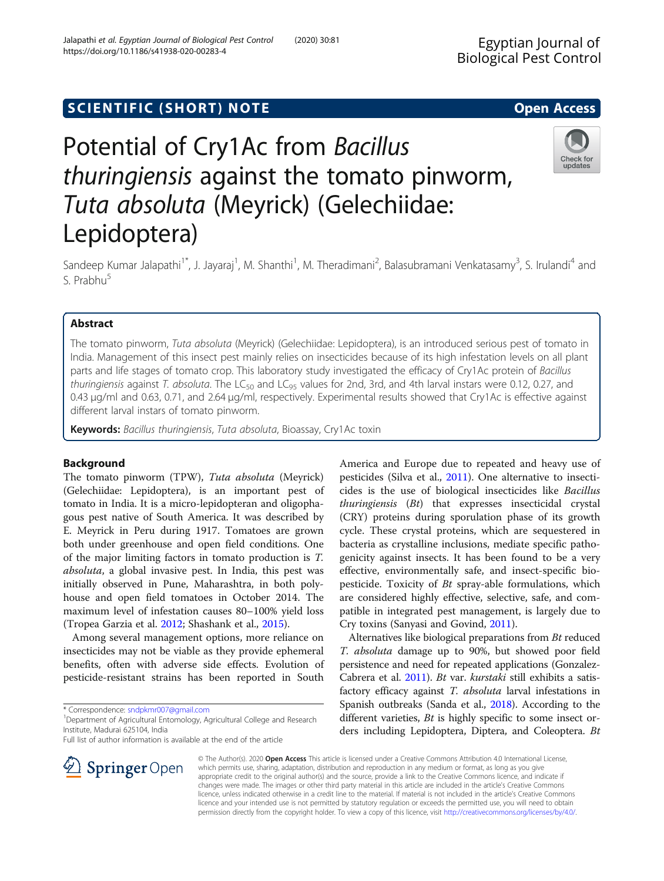SCIENTIFIC (SHORT) NOTE

Open Access

# Potential of Cry1Ac from *Bacillus thuringiensis* against the tomato pinworm, *Tuta absoluta* (Meyrick) (Gelechiidae: Lepidoptera)

Sandeep Kumar Jalapathi[1*], J. Jayaraj[1], M. Shanthi[1], M. Theradimani[2], Balasubramani Venkatasamy[3], S. Irulandi[4] and S. Prabhu[5]

## Abstract

The tomato pinworm, *Tuta absoluta* (Meyrick) (Gelechiidae: Lepidoptera), is an introduced serious pest of tomato in India. Management of this insect pest mainly relies on insecticides because of its high infestation levels on all plant parts and life stages of tomato crop. This laboratory study investigated the efficacy of Cry1Ac protein of *Bacillus thuringiensis* against *T. absoluta*. The $LC_{50}$ and $LC_{95}$ values for 2nd, 3rd, and 4th larval instars were 0.12, 0.27, and 0.43 μg/ml and 0.63, 0.71, and 2.64 μg/ml, respectively. Experimental results showed that Cry1Ac is effective against different larval instars of tomato pinworm.

**Keywords:** *Bacillus thuringiensis*, *Tuta absoluta*, Bioassay, Cry1Ac toxin

## Background

The tomato pinworm (TPW), *Tuta absoluta* (Meyrick) (Gelechiidae: Lepidoptera), is an important pest of tomato in India. It is a micro-lepidopteran and oligophagous pest native of South America. It was described by E. Meyrick in Peru during 1917. Tomatoes are grown both under greenhouse and open field conditions. One of the major limiting factors in tomato production is *T. absoluta*, a global invasive pest. In India, this pest was initially observed in Pune, Maharashtra, in both polyhouse and open field tomatoes in October 2014. The maximum level of infestation causes 80–100% yield loss (Tropea Garzia et al. 2012; Shashank et al., 2015).

Among several management options, more reliance on insecticides may not be viable as they provide ephemeral benefits, often with adverse side effects. Evolution of pesticide-resistant strains has been reported in South America and Europe due to repeated and heavy use of pesticides (Silva et al., 2011). One alternative to insecticides is the use of biological insecticides like *Bacillus thuringiensis* (*Bt*) that expresses insecticidal crystal (CRY) proteins during sporulation phase of its growth cycle. These crystal proteins, which are sequestered in bacteria as crystalline inclusions, mediate specific pathogenicity against insects. It has been found to be a very effective, environmentally safe, and insect-specific biopesticide. Toxicity of *Bt* spray-able formulations, which are considered highly effective, selective, safe, and compatible in integrated pest management, is largely due to Cry toxins (Sanyasi and Govind, 2011).

Alternatives like biological preparations from *Bt* reduced *T. absoluta* damage up to 90%, but showed poor field persistence and need for repeated applications (Gonzalez-Cabrera et al. 2011). *Bt* var. *kurstaki* still exhibits a satisfactory efficacy against *T. absoluta* larval infestations in Spanish outbreaks (Sanda et al., 2018). According to the different varieties, *Bt* is highly specific to some insect orders including Lepidoptera, Diptera, and Coleoptera. *Bt*

\* Correspondence: sndpkmr007@gmail.com
[1]Department of Agricultural Entomology, Agricultural College and Research Institute, Madurai 625104, India
Full list of author information is available at the end of the article

© The Author(s). 2020 **Open Access** This article is licensed under a Creative Commons Attribution 4.0 International License, which permits use, sharing, adaptation, distribution and reproduction in any medium or format, as long as you give appropriate credit to the original author(s) and the source, provide a link to the Creative Commons licence, and indicate if changes were made. The images or other third party material in this article are included in the article's Creative Commons licence, unless indicated otherwise in a credit line to the material. If material is not included in the article's Creative Commons licence and your intended use is not permitted by statutory regulation or exceeds the permitted use, you will need to obtain permission directly from the copyright holder. To view a copy of this licence, visit http://creativecommons.org/licenses/by/4.0/.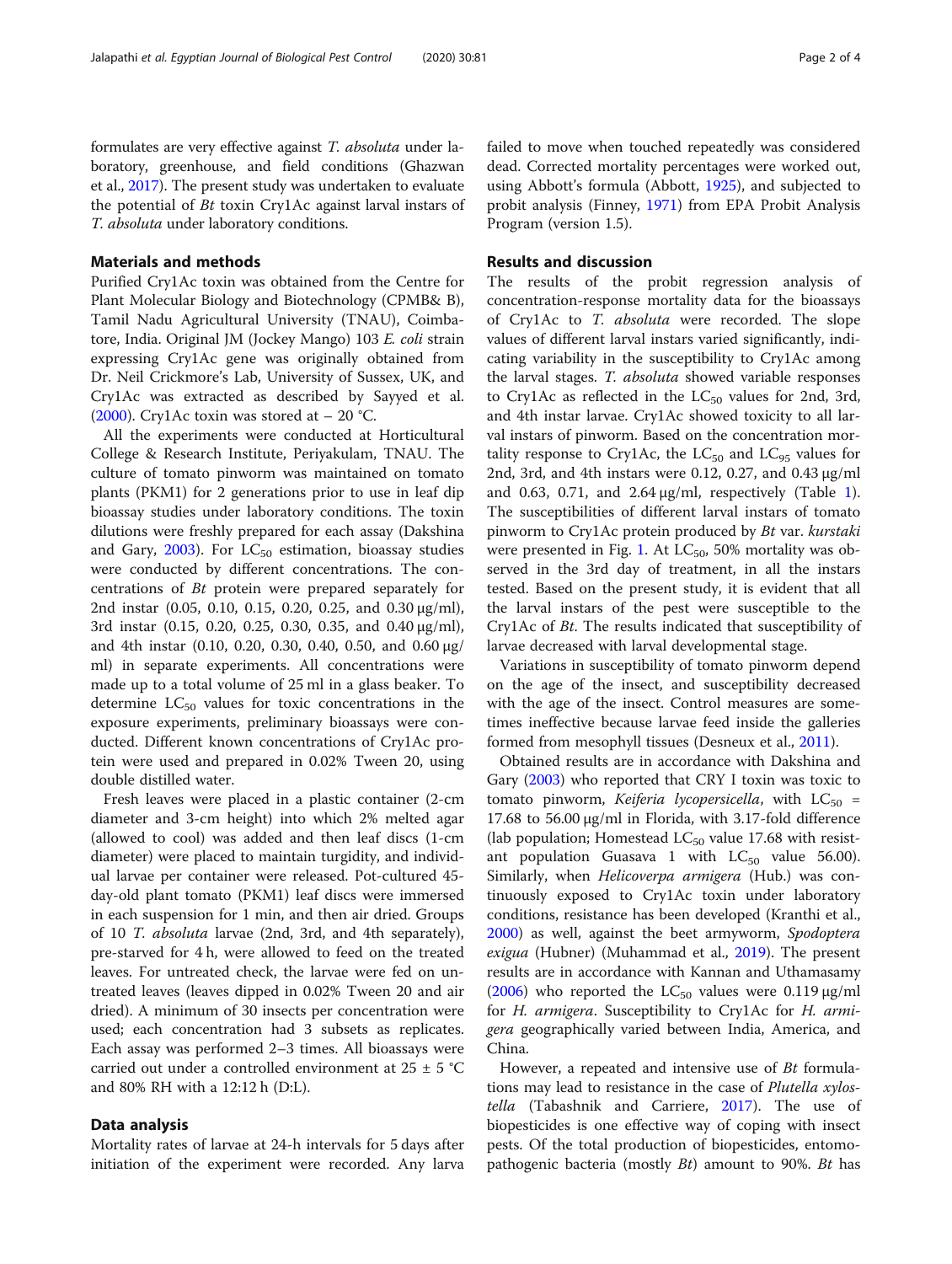formulates are very effective against *T. absoluta* under laboratory, greenhouse, and field conditions (Ghazwan et al., 2017). The present study was undertaken to evaluate the potential of *Bt* toxin Cry1Ac against larval instars of *T. absoluta* under laboratory conditions.

## Materials and methods

Purified Cry1Ac toxin was obtained from the Centre for Plant Molecular Biology and Biotechnology (CPMB& B), Tamil Nadu Agricultural University (TNAU), Coimbatore, India. Original JM (Jockey Mango) 103 *E. coli* strain expressing Cry1Ac gene was originally obtained from Dr. Neil Crickmore's Lab, University of Sussex, UK, and Cry1Ac was extracted as described by Sayyed et al. (2000). Cry1Ac toxin was stored at − 20 °C.

All the experiments were conducted at Horticultural College & Research Institute, Periyakulam, TNAU. The culture of tomato pinworm was maintained on tomato plants (PKM1) for 2 generations prior to use in leaf dip bioassay studies under laboratory conditions. The toxin dilutions were freshly prepared for each assay (Dakshina and Gary, 2003). For $LC_{50}$ estimation, bioassay studies were conducted by different concentrations. The concentrations of *Bt* protein were prepared separately for 2nd instar (0.05, 0.10, 0.15, 0.20, 0.25, and 0.30 μg/ml), 3rd instar (0.15, 0.20, 0.25, 0.30, 0.35, and 0.40 μg/ml), and 4th instar (0.10, 0.20, 0.30, 0.40, 0.50, and 0.60 μg/ml) in separate experiments. All concentrations were made up to a total volume of 25 ml in a glass beaker. To determine $LC_{50}$ values for toxic concentrations in the exposure experiments, preliminary bioassays were conducted. Different known concentrations of Cry1Ac protein were used and prepared in 0.02% Tween 20, using double distilled water.

Fresh leaves were placed in a plastic container (2-cm diameter and 3-cm height) into which 2% melted agar (allowed to cool) was added and then leaf discs (1-cm diameter) were placed to maintain turgidity, and individual larvae per container were released. Pot-cultured 45-day-old plant tomato (PKM1) leaf discs were immersed in each suspension for 1 min, and then air dried. Groups of 10 *T. absoluta* larvae (2nd, 3rd, and 4th separately), pre-starved for 4 h, were allowed to feed on the treated leaves. For untreated check, the larvae were fed on untreated leaves (leaves dipped in 0.02% Tween 20 and air dried). A minimum of 30 insects per concentration were used; each concentration had 3 subsets as replicates. Each assay was performed 2–3 times. All bioassays were carried out under a controlled environment at 25 ± 5 °C and 80% RH with a 12:12 h (D:L).

## Data analysis

Mortality rates of larvae at 24-h intervals for 5 days after initiation of the experiment were recorded. Any larva failed to move when touched repeatedly was considered dead. Corrected mortality percentages were worked out, using Abbott's formula (Abbott, 1925), and subjected to probit analysis (Finney, 1971) from EPA Probit Analysis Program (version 1.5).

## Results and discussion

The results of the probit regression analysis of concentration-response mortality data for the bioassays of Cry1Ac to *T. absoluta* were recorded. The slope values of different larval instars varied significantly, indicating variability in the susceptibility to Cry1Ac among the larval stages. *T. absoluta* showed variable responses to Cry1Ac as reflected in the $LC_{50}$ values for 2nd, 3rd, and 4th instar larvae. Cry1Ac showed toxicity to all larval instars of pinworm. Based on the concentration mortality response to Cry1Ac, the $LC_{50}$ and $LC_{95}$ values for 2nd, 3rd, and 4th instars were 0.12, 0.27, and 0.43 μg/ml and 0.63, 0.71, and 2.64 μg/ml, respectively (Table 1). The susceptibilities of different larval instars of tomato pinworm to Cry1Ac protein produced by *Bt* var. *kurstaki* were presented in Fig. 1. At $LC_{50}$, 50% mortality was observed in the 3rd day of treatment, in all the instars tested. Based on the present study, it is evident that all the larval instars of the pest were susceptible to the Cry1Ac of *Bt*. The results indicated that susceptibility of larvae decreased with larval developmental stage.

Variations in susceptibility of tomato pinworm depend on the age of the insect, and susceptibility decreased with the age of the insect. Control measures are sometimes ineffective because larvae feed inside the galleries formed from mesophyll tissues (Desneux et al., 2011).

Obtained results are in accordance with Dakshina and Gary (2003) who reported that CRY I toxin was toxic to tomato pinworm, *Keiferia lycopersicella*, with $LC_{50}$ = 17.68 to 56.00 μg/ml in Florida, with 3.17-fold difference (lab population; Homestead $LC_{50}$ value 17.68 with resistant population Guasava 1 with $LC_{50}$ value 56.00). Similarly, when *Helicoverpa armigera* (Hub.) was continuously exposed to Cry1Ac toxin under laboratory conditions, resistance has been developed (Kranthi et al., 2000) as well, against the beet armyworm, *Spodoptera exigua* (Hubner) (Muhammad et al., 2019). The present results are in accordance with Kannan and Uthamasamy (2006) who reported the $LC_{50}$ values were 0.119 μg/ml for *H. armigera*. Susceptibility to Cry1Ac for *H. armigera* geographically varied between India, America, and China.

However, a repeated and intensive use of *Bt* formulations may lead to resistance in the case of *Plutella xylostella* (Tabashnik and Carriere, 2017). The use of biopesticides is one effective way of coping with insect pests. Of the total production of biopesticides, entomopathogenic bacteria (mostly *Bt*) amount to 90%. *Bt* has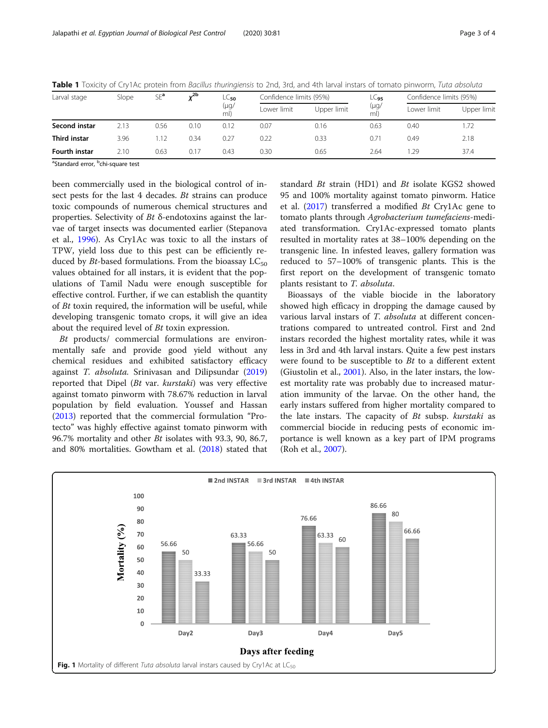**Table 1** Toxicity of Cry1Ac protein from *Bacillus thuringiensis* to 2nd, 3rd, and 4th larval instars of tomato pinworm, *Tuta absoluta*

| Larval stage | Slope | SE[a] | $\chi^{2b}$ | $LC_{50}$ (μg/ml) | Confidence limits (95%) | | $LC_{95}$ (μg/ml) | Confidence limits (95%) | |
|---|---|---|---|---|---|---|---|---|---|
| | | | | | Lower limit | Upper limit | | Lower limit | Upper limit |
| **Second instar** | 2.13 | 0.56 | 0.10 | 0.12 | 0.07 | 0.16 | 0.63 | 0.40 | 1.72 |
| **Third instar** | 3.96 | 1.12 | 0.34 | 0.27 | 0.22 | 0.33 | 0.71 | 0.49 | 2.18 |
| **Fourth instar** | 2.10 | 0.63 | 0.17 | 0.43 | 0.30 | 0.65 | 2.64 | 1.29 | 37.4 |

[a]Standard error, [b]chi-square test

been commercially used in the biological control of insect pests for the last 4 decades. *Bt* strains can produce toxic compounds of numerous chemical structures and properties. Selectivity of *Bt* δ-endotoxins against the larvae of target insects was documented earlier (Stepanova et al., 1996). As Cry1Ac was toxic to all the instars of TPW, yield loss due to this pest can be efficiently reduced by *Bt*-based formulations. From the bioassay $LC_{50}$ values obtained for all instars, it is evident that the populations of Tamil Nadu were enough susceptible for effective control. Further, if we can establish the quantity of *Bt* toxin required, the information will be useful, while developing transgenic tomato crops, it will give an idea about the required level of *Bt* toxin expression.

*Bt* products/ commercial formulations are environmentally safe and provide good yield without any chemical residues and exhibited satisfactory efficacy against *T. absoluta.* Srinivasan and Dilipsundar (2019) reported that Dipel (*Bt* var. *kurstaki*) was very effective against tomato pinworm with 78.67% reduction in larval population by field evaluation. Youssef and Hassan (2013) reported that the commercial formulation "Protecto" was highly effective against tomato pinworm with 96.7% mortality and other *Bt* isolates with 93.3, 90, 86.7, and 80% mortalities. Gowtham et al. (2018) stated that standard *Bt* strain (HD1) and *Bt* isolate KGS2 showed 95 and 100% mortality against tomato pinworm. Hatice et al. (2017) transferred a modified *Bt* Cry1Ac gene to tomato plants through *Agrobacterium tumefaciens*-mediated transformation. Cry1Ac-expressed tomato plants resulted in mortality rates at 38–100% depending on the transgenic line. In infested leaves, gallery formation was reduced to 57–100% of transgenic plants. This is the first report on the development of transgenic tomato plants resistant to *T. absoluta*.

Bioassays of the viable biocide in the laboratory showed high efficacy in dropping the damage caused by various larval instars of *T. absoluta* at different concentrations compared to untreated control. First and 2nd instars recorded the highest mortality rates, while it was less in 3rd and 4th larval instars. Quite a few pest instars were found to be susceptible to *Bt* to a different extent (Giustolin et al., 2001). Also, in the later instars, the lowest mortality rate was probably due to increased maturation immunity of the larvae. On the other hand, the early instars suffered from higher mortality compared to the late instars. The capacity of *Bt* subsp. *kurstaki* as commercial biocide in reducing pests of economic importance is well known as a key part of IPM programs (Roh et al., 2007).

| Days after feeding | 2nd INSTAR | 3rd INSTAR | 4th INSTAR |
|---|---|---|---|
| Day2 | 56.66 | 50 | 33.33 |
| Day3 | 63.33 | 56.66 | 50 |
| Day4 | 76.66 | 63.33 | 60 |
| Day5 | 86.66 | 80 | 66.66 |

**Fig. 1** Mortality of different *Tuta absoluta* larval instars caused by Cry1Ac at $LC_{50}$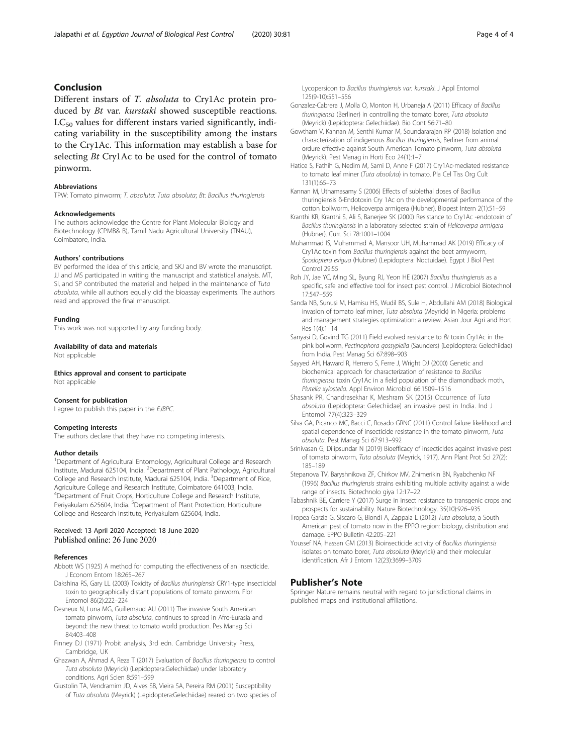## Conclusion

Different instars of *T. absoluta* to Cry1Ac protein produced by *Bt* var. *kurstaki* showed susceptible reactions. $LC_{50}$ values for different instars varied significantly, indicating variability in the susceptibility among the instars to the Cry1Ac. This information may establish a base for selecting *Bt* Cry1Ac to be used for the control of tomato pinworm.

#### Abbreviations

TPW: Tomato pinworm; *T. absoluta*: *Tuta absoluta*; *Bt*: *Bacillus thuringiensis*

#### Acknowledgements

The authors acknowledge the Centre for Plant Molecular Biology and Biotechnology (CPMB& B), Tamil Nadu Agricultural University (TNAU), Coimbatore, India.

#### Authors' contributions

BV performed the idea of this article, and SKJ and BV wrote the manuscript. JJ and MS participated in writing the manuscript and statistical analysis. MT, SI, and SP contributed the material and helped in the maintenance of *Tuta absoluta*, while all authors equally did the bioassay experiments. The authors read and approved the final manuscript.

#### Funding

This work was not supported by any funding body.

#### Availability of data and materials

Not applicable

#### Ethics approval and consent to participate

Not applicable

#### Consent for publication

I agree to publish this paper in the *EJBPC*.

#### Competing interests

The authors declare that they have no competing interests.

#### Author details

[1]Department of Agricultural Entomology, Agricultural College and Research Institute, Madurai 625104, India. [2]Department of Plant Pathology, Agricultural College and Research Institute, Madurai 625104, India. [3]Department of Rice, Agriculture College and Research Institute, Coimbatore 641003, India. [4]Department of Fruit Crops, Horticulture College and Research Institute, Periyakulam 625604, India. [5]Department of Plant Protection, Horticulture College and Research Institute, Periyakulam 625604, India.

Received: 13 April 2020 Accepted: 18 June 2020
Published online: 26 June 2020

#### References

Abbott WS (1925) A method for computing the effectiveness of an insecticide. J Econom Entom 18:265–267

Dakshina RS, Gary LL (2003) Toxicity of *Bacillus thuringiensis* CRY1-type insecticidal toxin to geographically distant populations of tomato pinworm. Flor Entomol 86(2):222–224

Desneux N, Luna MG, Guillemaud AU (2011) The invasive South American tomato pinworm, *Tuta absoluta*, continues to spread in Afro-Eurasia and beyond: the new threat to tomato world production. Pes Manag Sci 84:403–408

Finney DJ (1971) Probit analysis, 3rd edn. Cambridge University Press, Cambridge, UK

Ghazwan A, Ahmad A, Reza T (2017) Evaluation of *Bacillus thuringiensis* to control *Tuta absoluta* (Meyrick) (Lepidoptera:Gelechiidae) under laboratory conditions. Agri Scien 8:591–599

Giustolin TA, Vendramim JD, Alves SB, Vieira SA, Pereira RM (2001) Susceptibility of *Tuta absoluta* (Meyrick) (Lepidoptera:Gelechiidae) reared on two species of Lycopersicon to *Bacillus thuringiensis var. kurstaki*. J Appl Entomol 125(9-10):551–556

Gonzalez-Cabrera J, Molla O, Monton H, Urbaneja A (2011) Efficacy of *Bacillus thuringiensis* (Berliner) in controlling the tomato borer, *Tuta absoluta* (Meyrick) (Lepidoptera: Gelechiidae). Bio Cont 56:71–80

Gowtham V, Kannan M, Senthi Kumar M, Soundararajan RP (2018) Isolation and characterization of indigenous *Bacillus thuringiensis*, Berliner from animal ordure effective against South American Tomato pinworm, *Tuta absoluta* (Meyrick). Pest Manag in Horti Eco 24(1):1–7

Hatice S, Fathih G, Nedim M, Sami D, Anne F (2017) Cry1Ac-mediated resistance to tomato leaf miner (*Tuta absoluta*) in tomato. Pla Cel Tiss Org Cult 131(1):65–73

Kannan M, Uthamasamy S (2006) Effects of sublethal doses of Bacillus thuringiensis δ-Endotoxin Cry 1Ac on the developmental performance of the cotton bollworm, Helicoverpa armigera (Hubner). Biopest Intern 2(1):51–59

Kranthi KR, Kranthi S, Ali S, Banerjee SK (2000) Resistance to Cry1Ac -endotoxin of *Bacillus thuringiensis* in a laboratory selected strain of *Helicoverpa armigera* (Hubner). Curr. Sci 78:1001–1004

Muhammad IS, Muhammad A, Mansoor UH, Muhammad AK (2019) Efficacy of Cry1Ac toxin from *Bacillus thuringiensis* against the beet armyworm, *Spodoptera exigua* (Hubner) (Lepidoptera: Noctuidae). Egypt J Biol Pest Control 29:55

Roh JY, Jae YC, Ming SL, Byung RJ, Yeon HE (2007) *Bacillus thuringiensis* as a specific, safe and effective tool for insect pest control. J Microbiol Biotechnol 17:547–559

Sanda NB, Sunusi M, Hamisu HS, Wudil BS, Sule H, Abdullahi AM (2018) Biological invasion of tomato leaf miner, *Tuta absoluta* (Meyrick) in Nigeria: problems and management strategies optimization: a review. Asian Jour Agri and Hort Res 1(4):1–14

Sanyasi D, Govind TG (2011) Field evolved resistance to *Bt* toxin Cry1Ac in the pink bollworm, *Pectinophora gossypiella* (Saunders) (Lepidoptera: Gelechiidae) from India. Pest Manag Sci 67:898–903

Sayyed AH, Haward R, Herrero S, Ferre J, Wright DJ (2000) Genetic and biochemical approach for characterization of resistance to *Bacillus thuringiensis* toxin Cry1Ac in a field population of the diamondback moth, *Plutella xylostella*. Appl Environ Microbiol 66:1509–1516

Shasank PR, Chandrasekhar K, Meshram SK (2015) Occurrence of *Tuta absoluta* (Lepidoptera: Gelechiidae) an invasive pest in India. Ind J Entomol 77(4):323–329

Silva GA, Picanco MC, Bacci C, Rosado GRNC (2011) Control failure likelihood and spatial dependence of insecticide resistance in the tomato pinworm, *Tuta absoluta*. Pest Manag Sci 67:913–992

Srinivasan G, Dilipsundar N (2019) Bioefficacy of insecticides against invasive pest of tomato pinworm, *Tuta absoluta* (Meyrick, 1917). Ann Plant Prot Sci 27(2): 185–189

Stepanova TV, Baryshnikova ZF, Chirkov MV, Zhimerikin BN, Ryabchenko NF (1996) *Bacillus thuringiensis* strains exhibiting multiple activity against a wide range of insects. Biotechnolo giya 12:17–22

Tabashnik BE, Carriere Y (2017) Surge in insect resistance to transgenic crops and prospects for sustainability. Nature Biotechnology. 35(10):926–935

Tropea Garzia G, Siscaro G, Biondi A, Zappala L (2012) *Tuta absoluta*, a South American pest of tomato now in the EPPO region: biology, distribution and damage. EPPO Bulletin 42:205–221

Youssef NA, Hassan GM (2013) Bioinsecticide activity of *Bacillus thuringiensis* isolates on tomato borer, *Tuta absoluta* (Meyrick) and their molecular identification. Afr J Entom 12(23):3699–3709

## Publisher's Note

Springer Nature remains neutral with regard to jurisdictional claims in published maps and institutional affiliations.